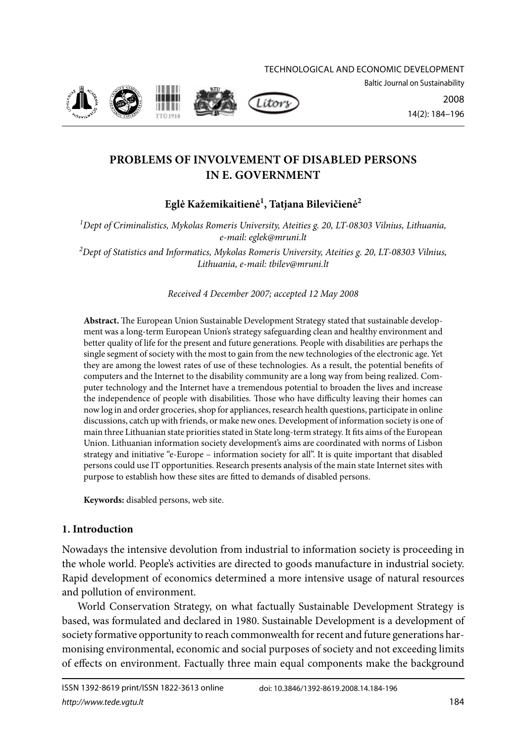# PROBLEMS OF INVOLVEMENT OF DISABLED PERSONS IN E. GOVERNMENT

**Eglė Kažemikaitienė[1], Tatjana Bilevičienė[2]**

*[1]Dept of Criminalistics, Mykolas Romeris University, Ateities g. 20, LT-08303 Vilnius, Lithuania, e-mail: eglek@mruni.lt*

*[2]Dept of Statistics and Informatics, Mykolas Romeris University, Ateities g. 20, LT-08303 Vilnius, Lithuania, e-mail: tbilev@mruni.lt*

*Received 4 December 2007; accepted 12 May 2008*

**Abstract.** The European Union Sustainable Development Strategy stated that sustainable development was a long-term European Union's strategy safeguarding clean and healthy environment and better quality of life for the present and future generations. People with disabilities are perhaps the single segment of society with the most to gain from the new technologies of the electronic age. Yet they are among the lowest rates of use of these technologies. As a result, the potential benefits of computers and the Internet to the disability community are a long way from being realized. Computer technology and the Internet have a tremendous potential to broaden the lives and increase the independence of people with disabilities. Those who have difficulty leaving their homes can now log in and order groceries, shop for appliances, research health questions, participate in online discussions, catch up with friends, or make new ones. Development of information society is one of main three Lithuanian state priorities stated in State long-term strategy. It fits aims of the European Union. Lithuanian information society development's aims are coordinated with norms of Lisbon strategy and initiative "e-Europe – information society for all". It is quite important that disabled persons could use IT opportunities. Research presents analysis of the main state Internet sites with purpose to establish how these sites are fitted to demands of disabled persons.

**Keywords:** disabled persons, web site.

## 1. Introduction

Nowadays the intensive devolution from industrial to information society is proceeding in the whole world. People's activities are directed to goods manufacture in industrial society. Rapid development of economics determined a more intensive usage of natural resources and pollution of environment.

World Conservation Strategy, on what factually Sustainable Development Strategy is based, was formulated and declared in 1980. Sustainable Development is a development of society formative opportunity to reach commonwealth for recent and future generations harmonising environmental, economic and social purposes of society and not exceeding limits of effects on environment. Factually three main equal components make the background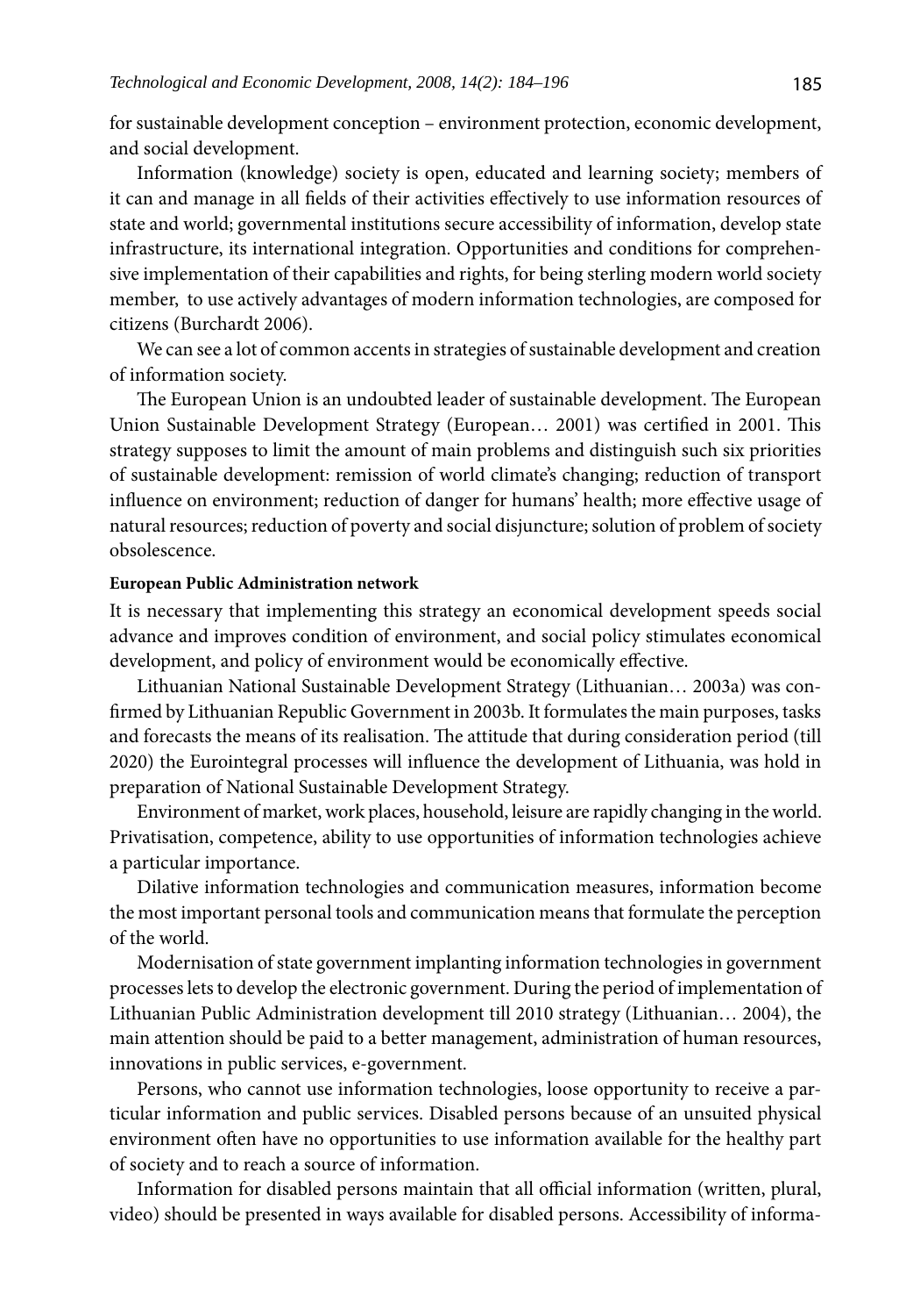for sustainable development conception – environment protection, economic development, and social development.

Information (knowledge) society is open, educated and learning society; members of it can and manage in all fields of their activities effectively to use information resources of state and world; governmental institutions secure accessibility of information, develop state infrastructure, its international integration. Opportunities and conditions for comprehensive implementation of their capabilities and rights, for being sterling modern world society member, to use actively advantages of modern information technologies, are composed for citizens (Burchardt 2006).

We can see a lot of common accents in strategies of sustainable development and creation of information society.

The European Union is an undoubted leader of sustainable development. The European Union Sustainable Development Strategy (European… 2001) was certified in 2001. This strategy supposes to limit the amount of main problems and distinguish such six priorities of sustainable development: remission of world climate's changing; reduction of transport influence on environment; reduction of danger for humans' health; more effective usage of natural resources; reduction of poverty and social disjuncture; solution of problem of society obsolescence.

**European Public Administration network**

It is necessary that implementing this strategy an economical development speeds social advance and improves condition of environment, and social policy stimulates economical development, and policy of environment would be economically effective.

Lithuanian National Sustainable Development Strategy (Lithuanian… 2003a) was confirmed by Lithuanian Republic Government in 2003b. It formulates the main purposes, tasks and forecasts the means of its realisation. The attitude that during consideration period (till 2020) the Eurointegral processes will influence the development of Lithuania, was hold in preparation of National Sustainable Development Strategy.

Environment of market, work places, household, leisure are rapidly changing in the world. Privatisation, competence, ability to use opportunities of information technologies achieve a particular importance.

Dilative information technologies and communication measures, information become the most important personal tools and communication means that formulate the perception of the world.

Modernisation of state government implanting information technologies in government processes lets to develop the electronic government. During the period of implementation of Lithuanian Public Administration development till 2010 strategy (Lithuanian… 2004), the main attention should be paid to a better management, administration of human resources, innovations in public services, e-government.

Persons, who cannot use information technologies, loose opportunity to receive a particular information and public services. Disabled persons because of an unsuited physical environment often have no opportunities to use information available for the healthy part of society and to reach a source of information.

Information for disabled persons maintain that all official information (written, plural, video) should be presented in ways available for disabled persons. Accessibility of informa-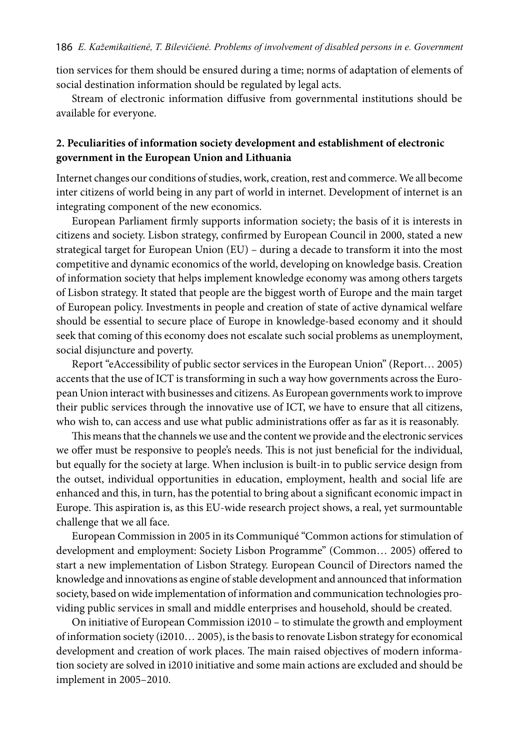tion services for them should be ensured during a time; norms of adaptation of elements of social destination information should be regulated by legal acts.

Stream of electronic information diffusive from governmental institutions should be available for everyone.

## 2. Peculiarities of information society development and establishment of electronic government in the European Union and Lithuania

Internet changes our conditions of studies, work, creation, rest and commerce. We all become inter citizens of world being in any part of world in internet. Development of internet is an integrating component of the new economics.

European Parliament firmly supports information society; the basis of it is interests in citizens and society. Lisbon strategy, confirmed by European Council in 2000, stated a new strategical target for European Union (EU) – during a decade to transform it into the most competitive and dynamic economics of the world, developing on knowledge basis. Creation of information society that helps implement knowledge economy was among others targets of Lisbon strategy. It stated that people are the biggest worth of Europe and the main target of European policy. Investments in people and creation of state of active dynamical welfare should be essential to secure place of Europe in knowledge-based economy and it should seek that coming of this economy does not escalate such social problems as unemployment, social disjuncture and poverty.

Report "eAccessibility of public sector services in the European Union" (Report… 2005) accents that the use of ICT is transforming in such a way how governments across the European Union interact with businesses and citizens. As European governments work to improve their public services through the innovative use of ICT, we have to ensure that all citizens, who wish to, can access and use what public administrations offer as far as it is reasonably.

This means that the channels we use and the content we provide and the electronic services we offer must be responsive to people's needs. This is not just beneficial for the individual, but equally for the society at large. When inclusion is built-in to public service design from the outset, individual opportunities in education, employment, health and social life are enhanced and this, in turn, has the potential to bring about a significant economic impact in Europe. This aspiration is, as this EU-wide research project shows, a real, yet surmountable challenge that we all face.

European Commission in 2005 in its Communiqué "Common actions for stimulation of development and employment: Society Lisbon Programme" (Common… 2005) offered to start a new implementation of Lisbon Strategy. European Council of Directors named the knowledge and innovations as engine of stable development and announced that information society, based on wide implementation of information and communication technologies providing public services in small and middle enterprises and household, should be created.

On initiative of European Commission i2010 – to stimulate the growth and employment of information society (i2010… 2005), is the basis to renovate Lisbon strategy for economical development and creation of work places. The main raised objectives of modern information society are solved in i2010 initiative and some main actions are excluded and should be implement in 2005–2010.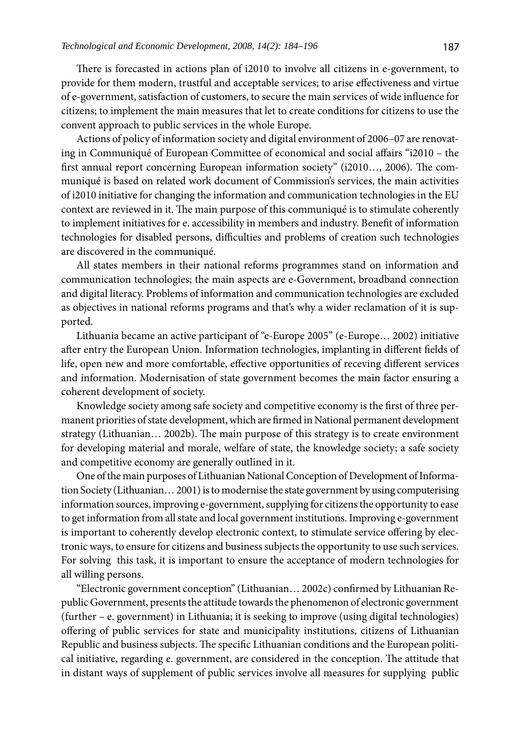There is forecasted in actions plan of i2010 to involve all citizens in e-government, to provide for them modern, trustful and acceptable services; to arise effectiveness and virtue of e-government, satisfaction of customers, to secure the main services of wide influence for citizens; to implement the main measures that let to create conditions for citizens to use the convent approach to public services in the whole Europe.

Actions of policy of information society and digital environment of 2006–07 are renovating in Communiqué of European Committee of economical and social affairs "i2010 – the first annual report concerning European information society" (i2010…, 2006). The communiqué is based on related work document of Commission's services, the main activities of i2010 initiative for changing the information and communication technologies in the EU context are reviewed in it. The main purpose of this communiqué is to stimulate coherently to implement initiatives for e. accessibility in members and industry. Benefit of information technologies for disabled persons, difficulties and problems of creation such technologies are discovered in the communiqué.

All states members in their national reforms programmes stand on information and communication technologies; the main aspects are e-Government, broadband connection and digital literacy. Problems of information and communication technologies are excluded as objectives in national reforms programs and that's why a wider reclamation of it is supported.

Lithuania became an active participant of "e-Europe 2005" (e-Europe… 2002) initiative after entry the European Union. Information technologies, implanting in different fields of life, open new and more comfortable, effective opportunities of receving different services and information. Modernisation of state government becomes the main factor ensuring a coherent development of society.

Knowledge society among safe society and competitive economy is the first of three permanent priorities of state development, which are firmed in National permanent development strategy (Lithuanian… 2002b). The main purpose of this strategy is to create environment for developing material and morale, welfare of state, the knowledge society; a safe society and competitive economy are generally outlined in it.

One of the main purposes of Lithuanian National Conception of Development of Information Society (Lithuanian… 2001) is to modernise the state government by using computerising information sources, improving e-government, supplying for citizens the opportunity to ease to get information from all state and local government institutions. Improving e-government is important to coherently develop electronic context, to stimulate service offering by electronic ways, to ensure for citizens and business subjects the opportunity to use such services. For solving this task, it is important to ensure the acceptance of modern technologies for all willing persons.

"Electronic government conception" (Lithuanian… 2002c) confirmed by Lithuanian Republic Government, presents the attitude towards the phenomenon of electronic government (further – e. government) in Lithuania; it is seeking to improve (using digital technologies) offering of public services for state and municipality institutions, citizens of Lithuanian Republic and business subjects. The specific Lithuanian conditions and the European political initiative, regarding e. government, are considered in the conception. The attitude that in distant ways of supplement of public services involve all measures for supplying public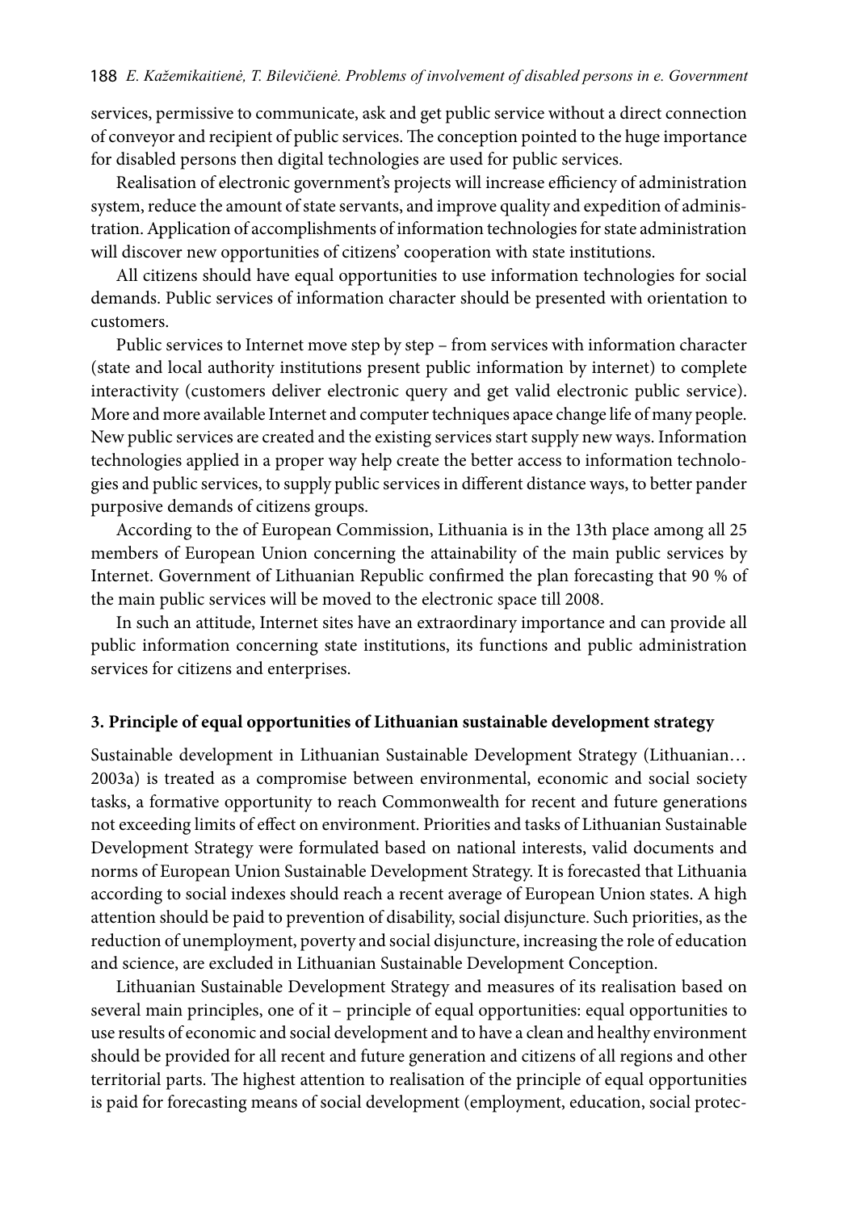services, permissive to communicate, ask and get public service without a direct connection of conveyor and recipient of public services. The conception pointed to the huge importance for disabled persons then digital technologies are used for public services.

Realisation of electronic government's projects will increase efficiency of administration system, reduce the amount of state servants, and improve quality and expedition of administration. Application of accomplishments of information technologies for state administration will discover new opportunities of citizens' cooperation with state institutions.

All citizens should have equal opportunities to use information technologies for social demands. Public services of information character should be presented with orientation to customers.

Public services to Internet move step by step – from services with information character (state and local authority institutions present public information by internet) to complete interactivity (customers deliver electronic query and get valid electronic public service). More and more available Internet and computer techniques apace change life of many people. New public services are created and the existing services start supply new ways. Information technologies applied in a proper way help create the better access to information technologies and public services, to supply public services in different distance ways, to better pander purposive demands of citizens groups.

According to the of European Commission, Lithuania is in the 13th place among all 25 members of European Union concerning the attainability of the main public services by Internet. Government of Lithuanian Republic confirmed the plan forecasting that 90 % of the main public services will be moved to the electronic space till 2008.

In such an attitude, Internet sites have an extraordinary importance and can provide all public information concerning state institutions, its functions and public administration services for citizens and enterprises.

### 3. Principle of equal opportunities of Lithuanian sustainable development strategy

Sustainable development in Lithuanian Sustainable Development Strategy (Lithuanian… 2003a) is treated as a compromise between environmental, economic and social society tasks, a formative opportunity to reach Commonwealth for recent and future generations not exceeding limits of effect on environment. Priorities and tasks of Lithuanian Sustainable Development Strategy were formulated based on national interests, valid documents and norms of European Union Sustainable Development Strategy. It is forecasted that Lithuania according to social indexes should reach a recent average of European Union states. A high attention should be paid to prevention of disability, social disjuncture. Such priorities, as the reduction of unemployment, poverty and social disjuncture, increasing the role of education and science, are excluded in Lithuanian Sustainable Development Conception.

Lithuanian Sustainable Development Strategy and measures of its realisation based on several main principles, one of it – principle of equal opportunities: equal opportunities to use results of economic and social development and to have a clean and healthy environment should be provided for all recent and future generation and citizens of all regions and other territorial parts. The highest attention to realisation of the principle of equal opportunities is paid for forecasting means of social development (employment, education, social protec-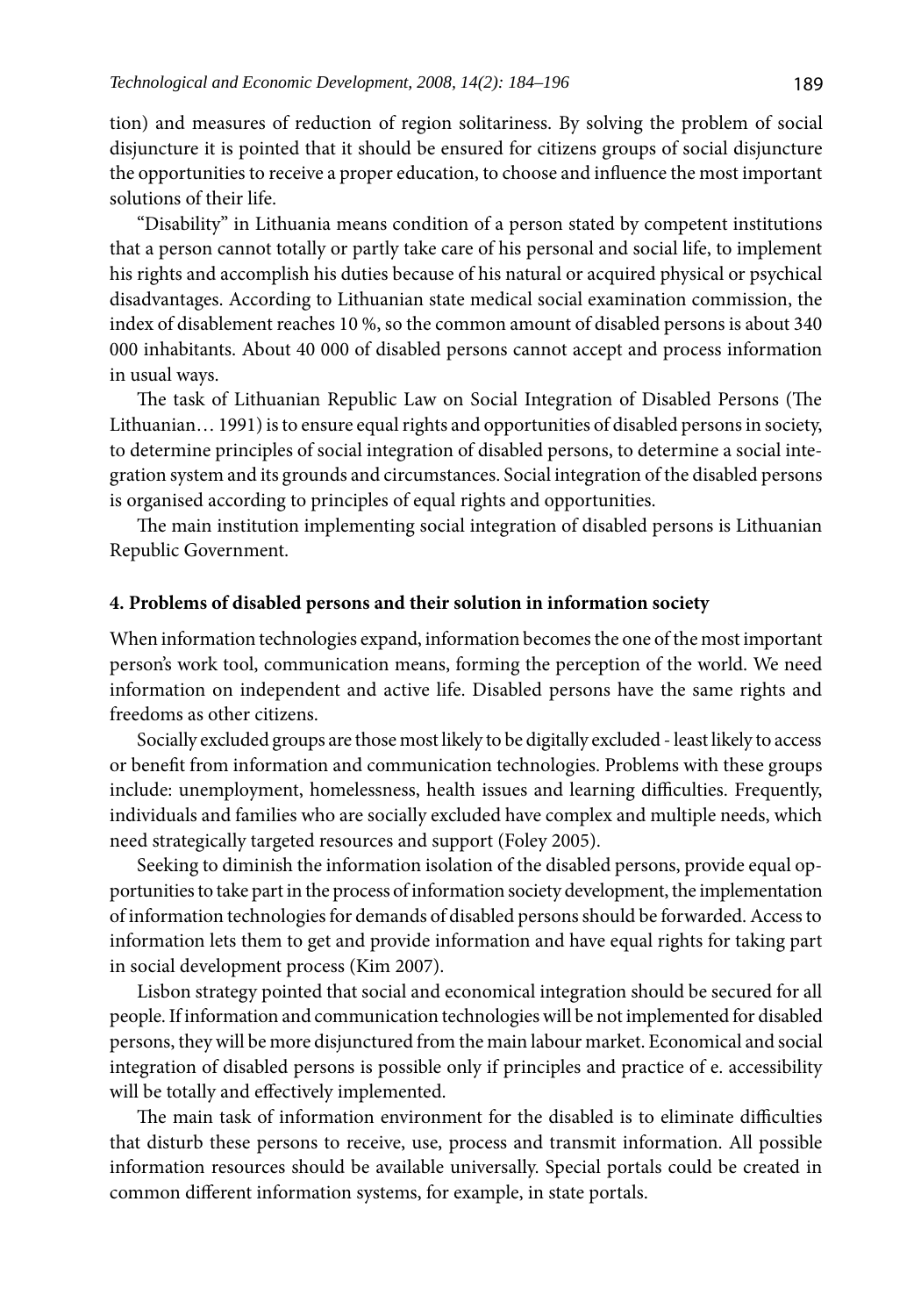tion) and measures of reduction of region solitariness. By solving the problem of social disjuncture it is pointed that it should be ensured for citizens groups of social disjuncture the opportunities to receive a proper education, to choose and influence the most important solutions of their life.

"Disability" in Lithuania means condition of a person stated by competent institutions that a person cannot totally or partly take care of his personal and social life, to implement his rights and accomplish his duties because of his natural or acquired physical or psychical disadvantages. According to Lithuanian state medical social examination commission, the index of disablement reaches 10 %, so the common amount of disabled persons is about 340 000 inhabitants. About 40 000 of disabled persons cannot accept and process information in usual ways.

The task of Lithuanian Republic Law on Social Integration of Disabled Persons (The Lithuanian… 1991) is to ensure equal rights and opportunities of disabled persons in society, to determine principles of social integration of disabled persons, to determine a social integration system and its grounds and circumstances. Social integration of the disabled persons is organised according to principles of equal rights and opportunities.

The main institution implementing social integration of disabled persons is Lithuanian Republic Government.

## 4. Problems of disabled persons and their solution in information society

When information technologies expand, information becomes the one of the most important person's work tool, communication means, forming the perception of the world. We need information on independent and active life. Disabled persons have the same rights and freedoms as other citizens.

Socially excluded groups are those most likely to be digitally excluded - least likely to access or benefit from information and communication technologies. Problems with these groups include: unemployment, homelessness, health issues and learning difficulties. Frequently, individuals and families who are socially excluded have complex and multiple needs, which need strategically targeted resources and support (Foley 2005).

Seeking to diminish the information isolation of the disabled persons, provide equal opportunities to take part in the process of information society development, the implementation of information technologies for demands of disabled persons should be forwarded. Access to information lets them to get and provide information and have equal rights for taking part in social development process (Kim 2007).

Lisbon strategy pointed that social and economical integration should be secured for all people. If information and communication technologies will be not implemented for disabled persons, they will be more disjunctured from the main labour market. Economical and social integration of disabled persons is possible only if principles and practice of e. accessibility will be totally and effectively implemented.

The main task of information environment for the disabled is to eliminate difficulties that disturb these persons to receive, use, process and transmit information. All possible information resources should be available universally. Special portals could be created in common different information systems, for example, in state portals.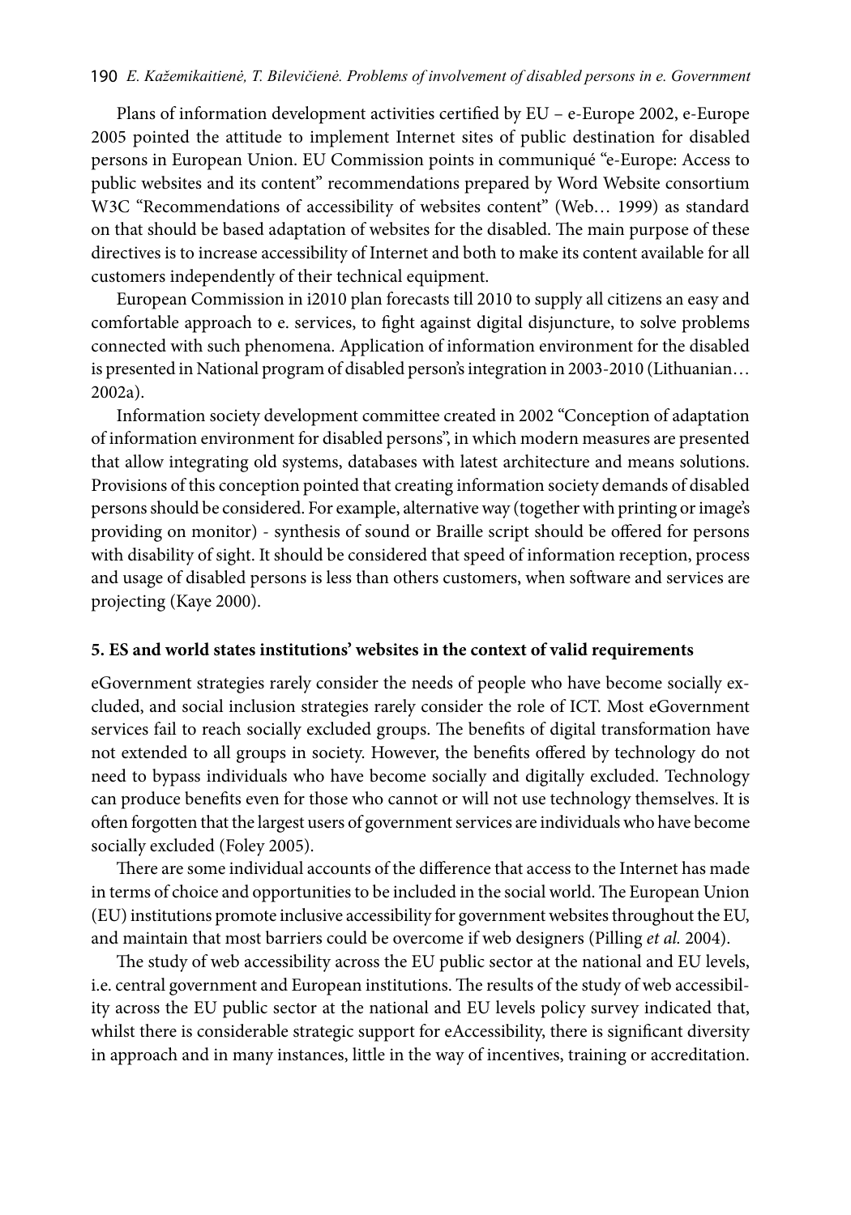Plans of information development activities certified by EU – e-Europe 2002, e-Europe 2005 pointed the attitude to implement Internet sites of public destination for disabled persons in European Union. EU Commission points in communiqué "e-Europe: Access to public websites and its content" recommendations prepared by Word Website consortium W3C "Recommendations of accessibility of websites content" (Web… 1999) as standard on that should be based adaptation of websites for the disabled. The main purpose of these directives is to increase accessibility of Internet and both to make its content available for all customers independently of their technical equipment.

European Commission in i2010 plan forecasts till 2010 to supply all citizens an easy and comfortable approach to e. services, to fight against digital disjuncture, to solve problems connected with such phenomena. Application of information environment for the disabled is presented in National program of disabled person's integration in 2003-2010 (Lithuanian… 2002a).

Information society development committee created in 2002 "Conception of adaptation of information environment for disabled persons", in which modern measures are presented that allow integrating old systems, databases with latest architecture and means solutions. Provisions of this conception pointed that creating information society demands of disabled persons should be considered. For example, alternative way (together with printing or image's providing on monitor) - synthesis of sound or Braille script should be offered for persons with disability of sight. It should be considered that speed of information reception, process and usage of disabled persons is less than others customers, when software and services are projecting (Kaye 2000).

## 5. ES and world states institutions' websites in the context of valid requirements

eGovernment strategies rarely consider the needs of people who have become socially excluded, and social inclusion strategies rarely consider the role of ICT. Most eGovernment services fail to reach socially excluded groups. The benefits of digital transformation have not extended to all groups in society. However, the benefits offered by technology do not need to bypass individuals who have become socially and digitally excluded. Technology can produce benefits even for those who cannot or will not use technology themselves. It is often forgotten that the largest users of government services are individuals who have become socially excluded (Foley 2005).

There are some individual accounts of the difference that access to the Internet has made in terms of choice and opportunities to be included in the social world. The European Union (EU) institutions promote inclusive accessibility for government websites throughout the EU, and maintain that most barriers could be overcome if web designers (Pilling *et al.* 2004).

The study of web accessibility across the EU public sector at the national and EU levels, i.e. central government and European institutions. The results of the study of web accessibility across the EU public sector at the national and EU levels policy survey indicated that, whilst there is considerable strategic support for eAccessibility, there is significant diversity in approach and in many instances, little in the way of incentives, training or accreditation.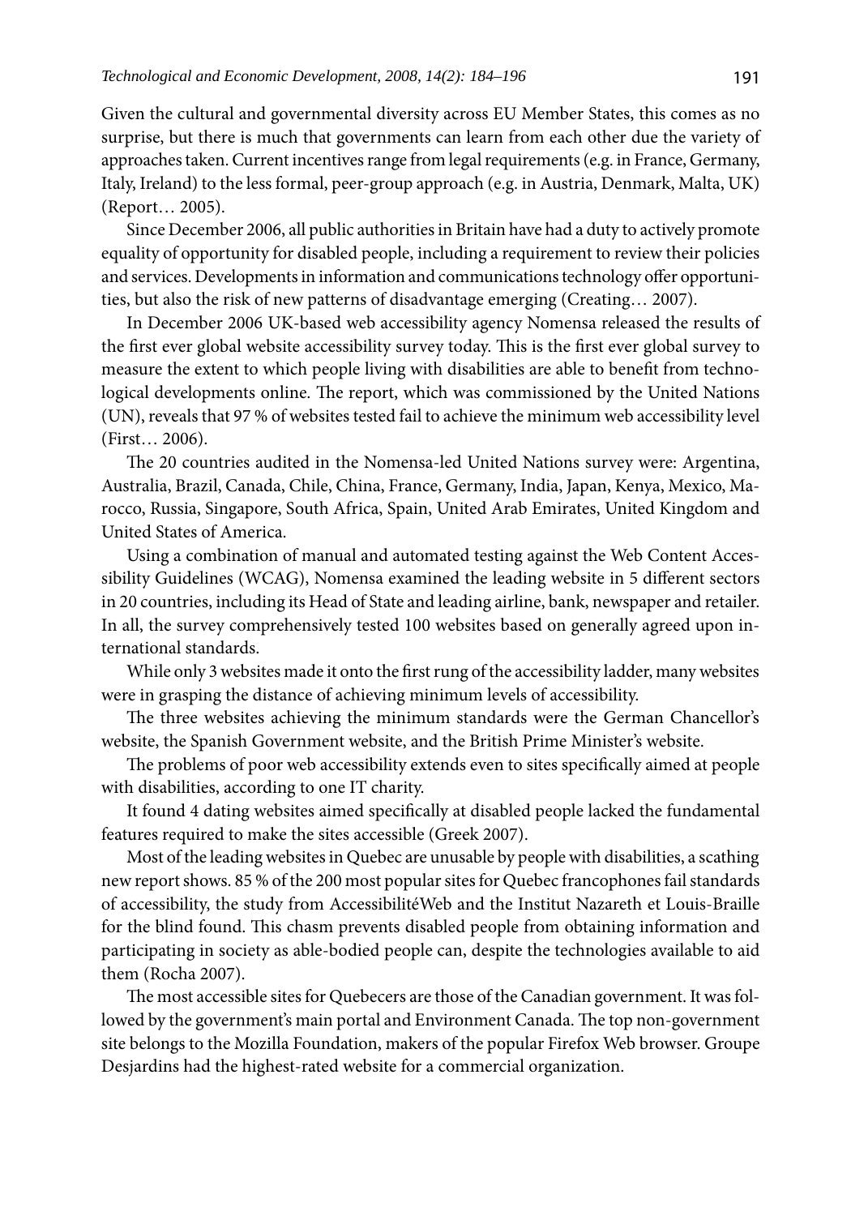Given the cultural and governmental diversity across EU Member States, this comes as no surprise, but there is much that governments can learn from each other due the variety of approaches taken. Current incentives range from legal requirements (e.g. in France, Germany, Italy, Ireland) to the less formal, peer-group approach (e.g. in Austria, Denmark, Malta, UK) (Report… 2005).

Since December 2006, all public authorities in Britain have had a duty to actively promote equality of opportunity for disabled people, including a requirement to review their policies and services. Developments in information and communications technology offer opportunities, but also the risk of new patterns of disadvantage emerging (Creating… 2007).

In December 2006 UK-based web accessibility agency Nomensa released the results of the first ever global website accessibility survey today. This is the first ever global survey to measure the extent to which people living with disabilities are able to benefit from technological developments online. The report, which was commissioned by the United Nations (UN), reveals that 97 % of websites tested fail to achieve the minimum web accessibility level (First… 2006).

The 20 countries audited in the Nomensa-led United Nations survey were: Argentina, Australia, Brazil, Canada, Chile, China, France, Germany, India, Japan, Kenya, Mexico, Marocco, Russia, Singapore, South Africa, Spain, United Arab Emirates, United Kingdom and United States of America.

Using a combination of manual and automated testing against the Web Content Accessibility Guidelines (WCAG), Nomensa examined the leading website in 5 different sectors in 20 countries, including its Head of State and leading airline, bank, newspaper and retailer. In all, the survey comprehensively tested 100 websites based on generally agreed upon international standards.

While only 3 websites made it onto the first rung of the accessibility ladder, many websites were in grasping the distance of achieving minimum levels of accessibility.

The three websites achieving the minimum standards were the German Chancellor's website, the Spanish Government website, and the British Prime Minister's website.

The problems of poor web accessibility extends even to sites specifically aimed at people with disabilities, according to one IT charity.

It found 4 dating websites aimed specifically at disabled people lacked the fundamental features required to make the sites accessible (Greek 2007).

Most of the leading websites in Quebec are unusable by people with disabilities, a scathing new report shows. 85 % of the 200 most popular sites for Quebec francophones fail standards of accessibility, the study from AccessibilitéWeb and the Institut Nazareth et Louis-Braille for the blind found. This chasm prevents disabled people from obtaining information and participating in society as able-bodied people can, despite the technologies available to aid them (Rocha 2007).

The most accessible sites for Quebecers are those of the Canadian government. It was followed by the government's main portal and Environment Canada. The top non-government site belongs to the Mozilla Foundation, makers of the popular Firefox Web browser. Groupe Desjardins had the highest-rated website for a commercial organization.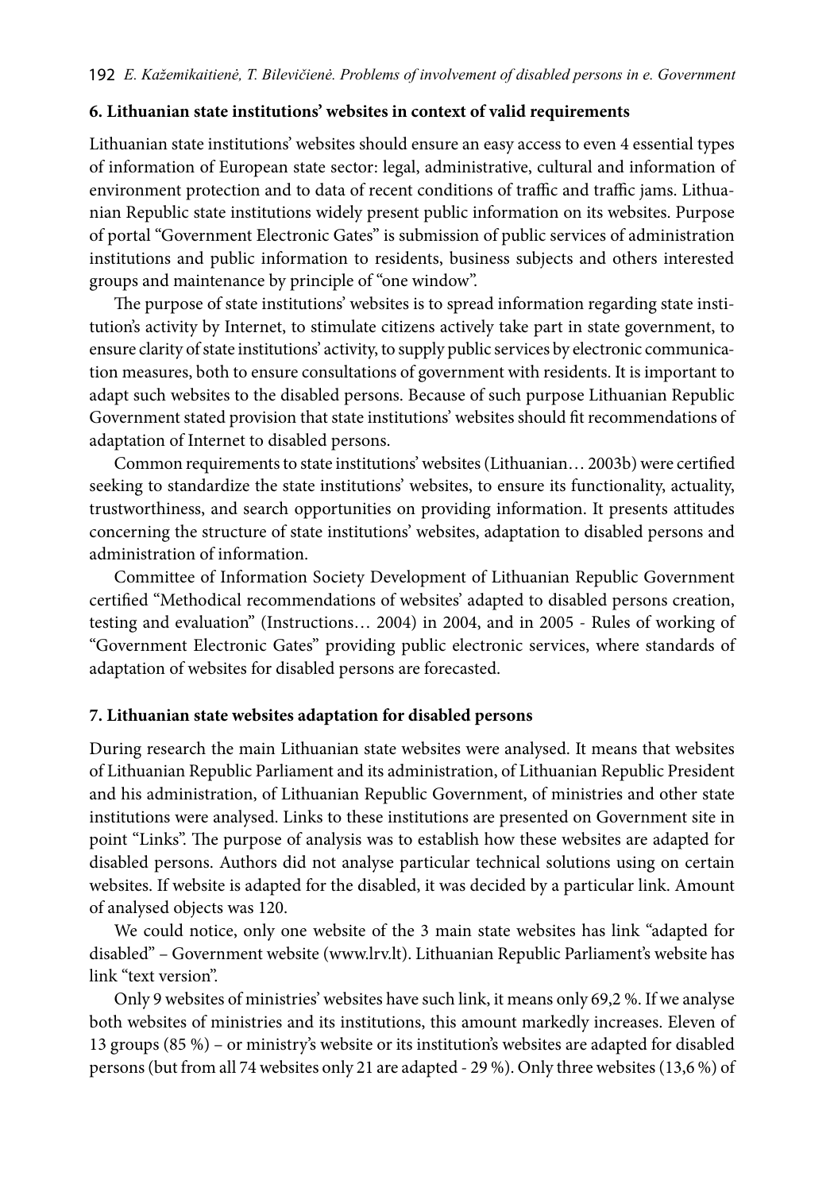## 6. Lithuanian state institutions' websites in context of valid requirements

Lithuanian state institutions' websites should ensure an easy access to even 4 essential types of information of European state sector: legal, administrative, cultural and information of environment protection and to data of recent conditions of traffic and traffic jams. Lithuanian Republic state institutions widely present public information on its websites. Purpose of portal "Government Electronic Gates" is submission of public services of administration institutions and public information to residents, business subjects and others interested groups and maintenance by principle of "one window".

The purpose of state institutions' websites is to spread information regarding state institution's activity by Internet, to stimulate citizens actively take part in state government, to ensure clarity of state institutions' activity, to supply public services by electronic communication measures, both to ensure consultations of government with residents. It is important to adapt such websites to the disabled persons. Because of such purpose Lithuanian Republic Government stated provision that state institutions' websites should fit recommendations of adaptation of Internet to disabled persons.

Common requirements to state institutions' websites (Lithuanian… 2003b) were certified seeking to standardize the state institutions' websites, to ensure its functionality, actuality, trustworthiness, and search opportunities on providing information. It presents attitudes concerning the structure of state institutions' websites, adaptation to disabled persons and administration of information.

Committee of Information Society Development of Lithuanian Republic Government certified "Methodical recommendations of websites' adapted to disabled persons creation, testing and evaluation" (Instructions… 2004) in 2004, and in 2005 - Rules of working of "Government Electronic Gates" providing public electronic services, where standards of adaptation of websites for disabled persons are forecasted.

## 7. Lithuanian state websites adaptation for disabled persons

During research the main Lithuanian state websites were analysed. It means that websites of Lithuanian Republic Parliament and its administration, of Lithuanian Republic President and his administration, of Lithuanian Republic Government, of ministries and other state institutions were analysed. Links to these institutions are presented on Government site in point "Links". The purpose of analysis was to establish how these websites are adapted for disabled persons. Authors did not analyse particular technical solutions using on certain websites. If website is adapted for the disabled, it was decided by a particular link. Amount of analysed objects was 120.

We could notice, only one website of the 3 main state websites has link "adapted for disabled" – Government website (www.lrv.lt). Lithuanian Republic Parliament's website has link "text version".

Only 9 websites of ministries' websites have such link, it means only 69,2 %. If we analyse both websites of ministries and its institutions, this amount markedly increases. Eleven of 13 groups (85 %) – or ministry's website or its institution's websites are adapted for disabled persons (but from all 74 websites only 21 are adapted - 29 %). Only three websites (13,6 %) of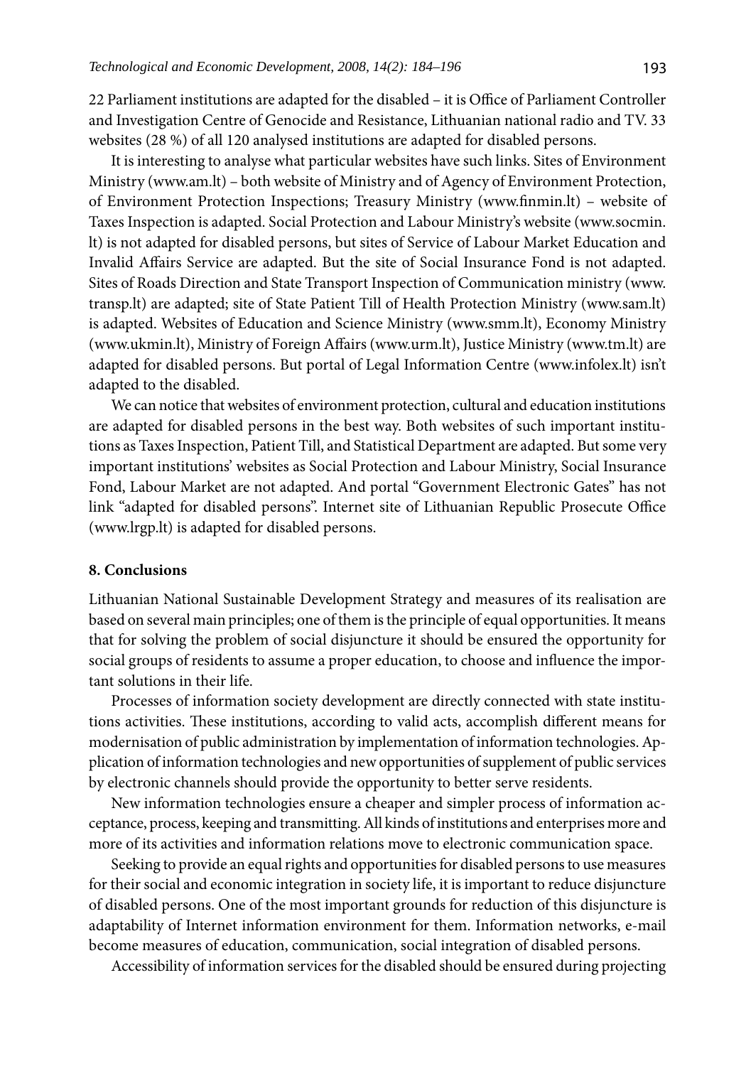22 Parliament institutions are adapted for the disabled – it is Office of Parliament Controller and Investigation Centre of Genocide and Resistance, Lithuanian national radio and TV. 33 websites (28 %) of all 120 analysed institutions are adapted for disabled persons.

It is interesting to analyse what particular websites have such links. Sites of Environment Ministry (www.am.lt) – both website of Ministry and of Agency of Environment Protection, of Environment Protection Inspections; Treasury Ministry (www.finmin.lt) – website of Taxes Inspection is adapted. Social Protection and Labour Ministry's website (www.socmin.lt) is not adapted for disabled persons, but sites of Service of Labour Market Education and Invalid Affairs Service are adapted. But the site of Social Insurance Fond is not adapted. Sites of Roads Direction and State Transport Inspection of Communication ministry (www.transp.lt) are adapted; site of State Patient Till of Health Protection Ministry (www.sam.lt) is adapted. Websites of Education and Science Ministry (www.smm.lt), Economy Ministry (www.ukmin.lt), Ministry of Foreign Affairs (www.urm.lt), Justice Ministry (www.tm.lt) are adapted for disabled persons. But portal of Legal Information Centre (www.infolex.lt) isn't adapted to the disabled.

We can notice that websites of environment protection, cultural and education institutions are adapted for disabled persons in the best way. Both websites of such important institutions as Taxes Inspection, Patient Till, and Statistical Department are adapted. But some very important institutions' websites as Social Protection and Labour Ministry, Social Insurance Fond, Labour Market are not adapted. And portal "Government Electronic Gates" has not link "adapted for disabled persons". Internet site of Lithuanian Republic Prosecute Office (www.lrgp.lt) is adapted for disabled persons.

## 8. Conclusions

Lithuanian National Sustainable Development Strategy and measures of its realisation are based on several main principles; one of them is the principle of equal opportunities. It means that for solving the problem of social disjuncture it should be ensured the opportunity for social groups of residents to assume a proper education, to choose and influence the important solutions in their life.

Processes of information society development are directly connected with state institutions activities. These institutions, according to valid acts, accomplish different means for modernisation of public administration by implementation of information technologies. Application of information technologies and new opportunities of supplement of public services by electronic channels should provide the opportunity to better serve residents.

New information technologies ensure a cheaper and simpler process of information acceptance, process, keeping and transmitting. All kinds of institutions and enterprises more and more of its activities and information relations move to electronic communication space.

Seeking to provide an equal rights and opportunities for disabled persons to use measures for their social and economic integration in society life, it is important to reduce disjuncture of disabled persons. One of the most important grounds for reduction of this disjuncture is adaptability of Internet information environment for them. Information networks, e-mail become measures of education, communication, social integration of disabled persons.

Accessibility of information services for the disabled should be ensured during projecting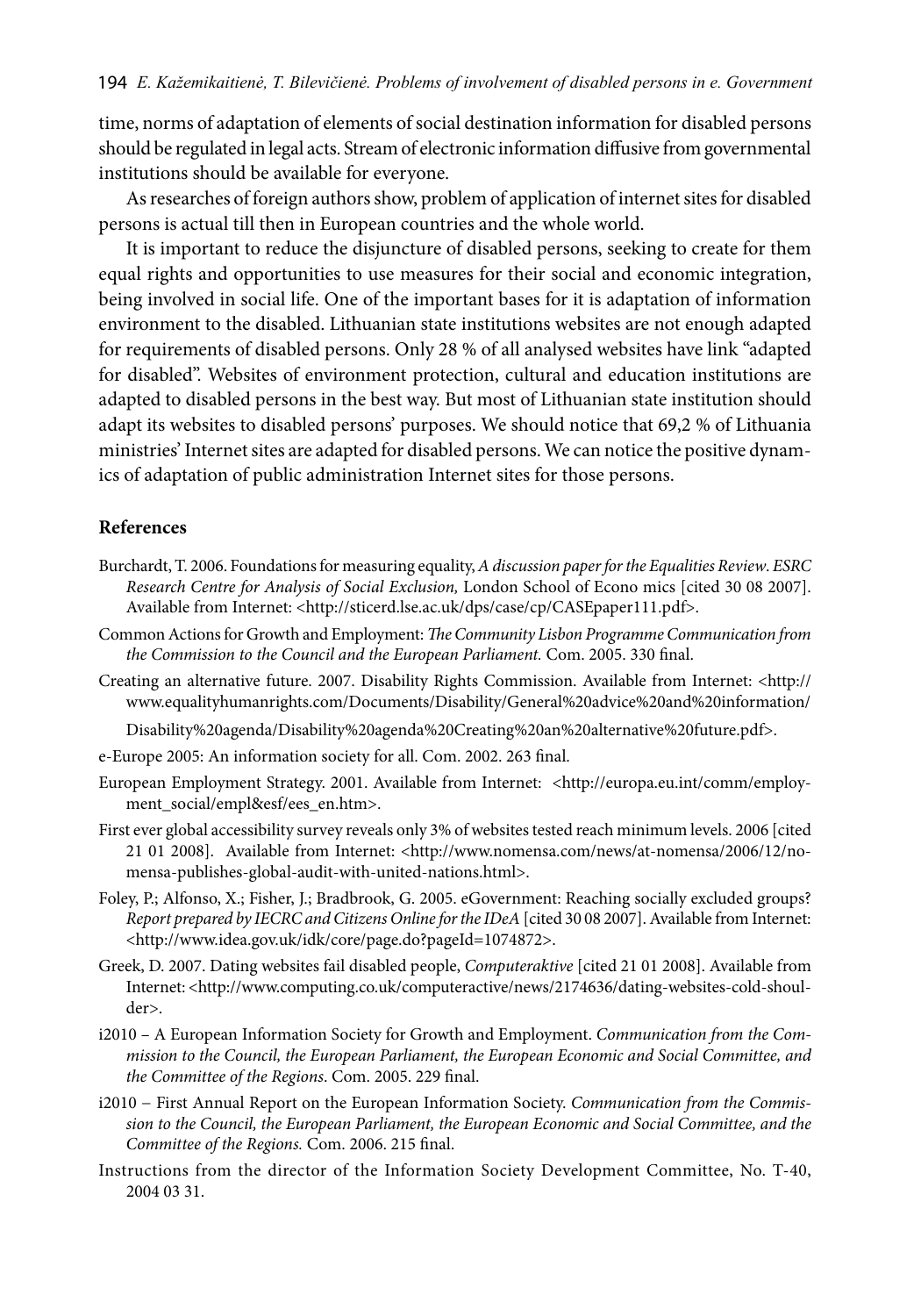time, norms of adaptation of elements of social destination information for disabled persons should be regulated in legal acts. Stream of electronic information diffusive from governmental institutions should be available for everyone.

As researches of foreign authors show, problem of application of internet sites for disabled persons is actual till then in European countries and the whole world.

It is important to reduce the disjuncture of disabled persons, seeking to create for them equal rights and opportunities to use measures for their social and economic integration, being involved in social life. One of the important bases for it is adaptation of information environment to the disabled. Lithuanian state institutions websites are not enough adapted for requirements of disabled persons. Only 28 % of all analysed websites have link "adapted for disabled". Websites of environment protection, cultural and education institutions are adapted to disabled persons in the best way. But most of Lithuanian state institution should adapt its websites to disabled persons' purposes. We should notice that 69,2 % of Lithuania ministries' Internet sites are adapted for disabled persons. We can notice the positive dynamics of adaptation of public administration Internet sites for those persons.

## References

Burchardt, T. 2006. Foundations for measuring equality, *A discussion paper for the Equalities Review. ESRC Research Centre for Analysis of Social Exclusion,* London School of Econo mics [cited 30 08 2007]. Available from Internet: <http://sticerd.lse.ac.uk/dps/case/cp/CASEpaper111.pdf>.

Common Actions for Growth and Employment: *The Community Lisbon Programme Communication from the Commission to the Council and the European Parliament.* Com. 2005. 330 final.

Creating an alternative future. 2007. Disability Rights Commission. Available from Internet: <http://www.equalityhumanrights.com/Documents/Disability/General%20advice%20and%20information/Disability%20agenda/Disability%20agenda%20Creating%20an%20alternative%20future.pdf>.

e-Europe 2005: An information society for all. Com. 2002. 263 final.

European Employment Strategy. 2001. Available from Internet: <http://europa.eu.int/comm/employment_social/empl&esf/ees_en.htm>.

First ever global accessibility survey reveals only 3% of websites tested reach minimum levels. 2006 [cited 21 01 2008]. Available from Internet: <http://www.nomensa.com/news/at-nomensa/2006/12/nomensa-publishes-global-audit-with-united-nations.html>.

Foley, P.; Alfonso, X.; Fisher, J.; Bradbrook, G. 2005. eGovernment: Reaching socially excluded groups? *Report prepared by IECRC and Citizens Online for the IDeA* [cited 30 08 2007]. Available from Internet: <http://www.idea.gov.uk/idk/core/page.do?pageId=1074872>.

Greek, D. 2007. Dating websites fail disabled people, *Computeraktive* [cited 21 01 2008]. Available from Internet: <http://www.computing.co.uk/computeractive/news/2174636/dating-websites-cold-shoulder>.

i2010 – A European Information Society for Growth and Employment. *Communication from the Commission to the Council, the European Parliament, the European Economic and Social Committee, and the Committee of the Regions*. Com. 2005. 229 final.

i2010 – First Annual Report on the European Information Society. *Communication from the Commission to the Council, the European Parliament, the European Economic and Social Committee, and the Committee of the Regions.* Com. 2006. 215 final.

Instructions from the director of the Information Society Development Committee, No. T-40, 2004 03 31.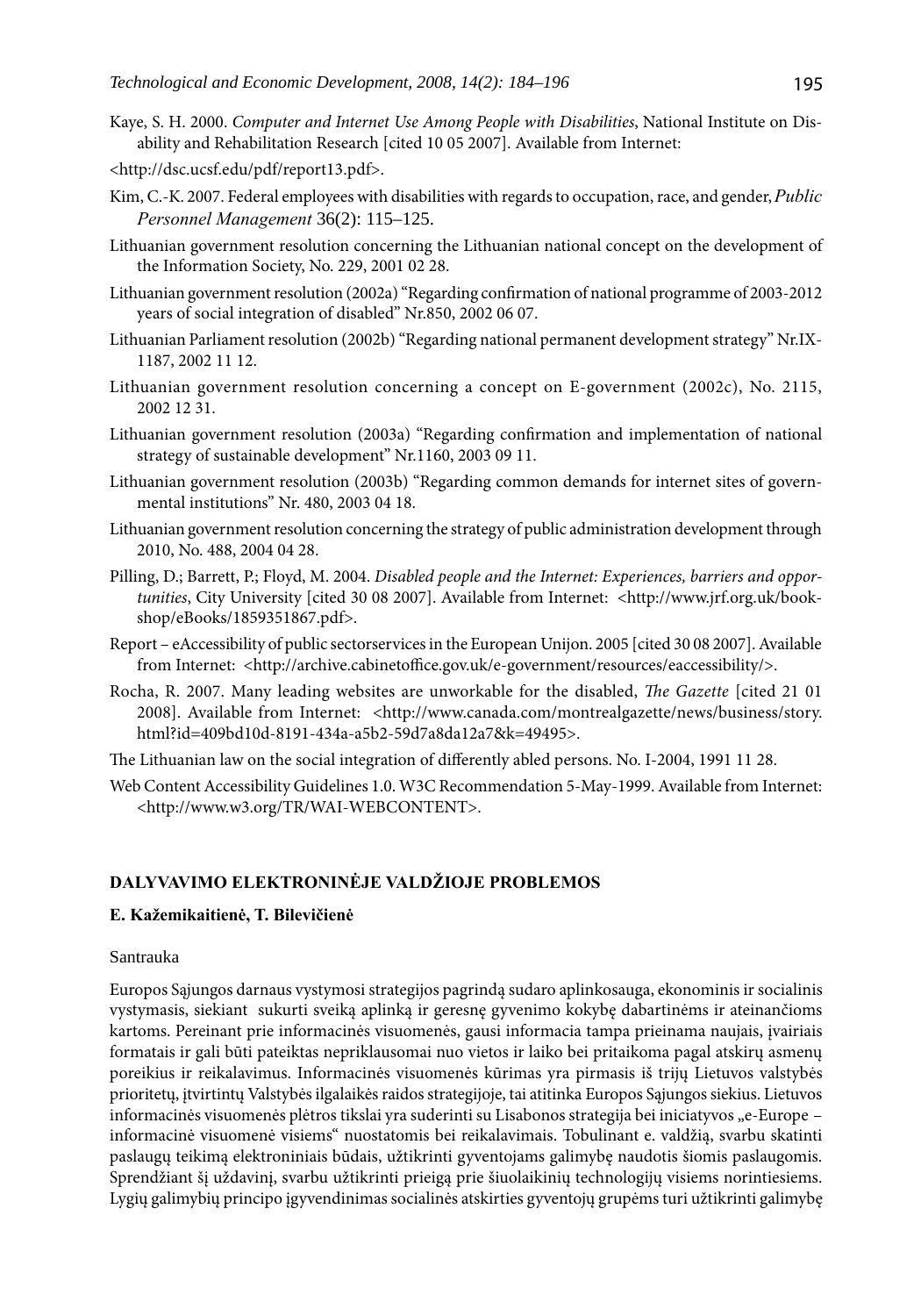Kaye, S. H. 2000. *Computer and Internet Use Among People with Disabilities*, National Institute on Disability and Rehabilitation Research [cited 10 05 2007]. Available from Internet:

<http://dsc.ucsf.edu/pdf/report13.pdf>.

Kim, C.-K. 2007. Federal employees with disabilities with regards to occupation, race, and gender, *Public Personnel Management* 36(2): 115–125.

Lithuanian government resolution concerning the Lithuanian national concept on the development of the Information Society, No. 229, 2001 02 28.

Lithuanian government resolution (2002a) "Regarding confirmation of national programme of 2003-2012 years of social integration of disabled" Nr.850, 2002 06 07.

Lithuanian Parliament resolution (2002b) "Regarding national permanent development strategy" Nr.IX-1187, 2002 11 12.

Lithuanian government resolution concerning a concept on E-government (2002c), No. 2115, 2002 12 31.

Lithuanian government resolution (2003a) "Regarding confirmation and implementation of national strategy of sustainable development" Nr.1160, 2003 09 11.

Lithuanian government resolution (2003b) "Regarding common demands for internet sites of governmental institutions" Nr. 480, 2003 04 18.

Lithuanian government resolution concerning the strategy of public administration development through 2010, No. 488, 2004 04 28.

Pilling, D.; Barrett, P.; Floyd, M. 2004. *Disabled people and the Internet: Experiences, barriers and opportunities*, City University [cited 30 08 2007]. Available from Internet: <http://www.jrf.org.uk/bookshop/eBooks/1859351867.pdf>.

Report – eAccessibility of public sectorservices in the European Unijon. 2005 [cited 30 08 2007]. Available from Internet: <http://archive.cabinetoffice.gov.uk/e-government/resources/eaccessibility/>.

Rocha, R. 2007. Many leading websites are unworkable for the disabled, *The Gazette* [cited 21 01 2008]. Available from Internet: <http://www.canada.com/montrealgazette/news/business/story.html?id=409bd10d-8191-434a-a5b2-59d7a8da12a7&k=49495>.

The Lithuanian law on the social integration of differently abled persons. No. I-2004, 1991 11 28.

Web Content Accessibility Guidelines 1.0. W3C Recommendation 5-May-1999. Available from Internet: <http://www.w3.org/TR/WAI-WEBCONTENT>.

## DALYVAVIMO ELEKTRONINĖJE VALDŽIOJE PROBLEMOS

**E. Kažemikaitienė, T. Bilevičienė**

Santrauka

Europos Sąjungos darnaus vystymosi strategijos pagrindą sudaro aplinkosauga, ekonominis ir socialinis vystymasis, siekiant sukurti sveiką aplinką ir geresnę gyvenimo kokybę dabartinėms ir ateinančioms kartoms. Pereinant prie informacinės visuomenės, gausi informacia tampa prieinama naujais, įvairiais formatais ir gali būti pateiktas nepriklausomai nuo vietos ir laiko bei pritaikoma pagal atskirų asmenų poreikius ir reikalavimus. Informacinės visuomenės kūrimas yra pirmasis iš trijų Lietuvos valstybės prioritetų, įtvirtintų Valstybės ilgalaikės raidos strategijoje, tai atitinka Europos Sąjungos siekius. Lietuvos informacinės visuomenės plėtros tikslai yra suderinti su Lisabonos strategija bei iniciatyvos „e-Europe – informacinė visuomenė visiems" nuostatomis bei reikalavimais. Tobulinant e. valdžią, svarbu skatinti paslaugų teikimą elektroniniais būdais, užtikrinti gyventojams galimybę naudotis šiomis paslaugomis. Sprendžiant šį uždavinį, svarbu užtikrinti prieigą prie šiuolaikinių technologijų visiems norintiesiems. Lygių galimybių principo įgyvendinimas socialinės atskirties gyventojų grupėms turi užtikrinti galimybę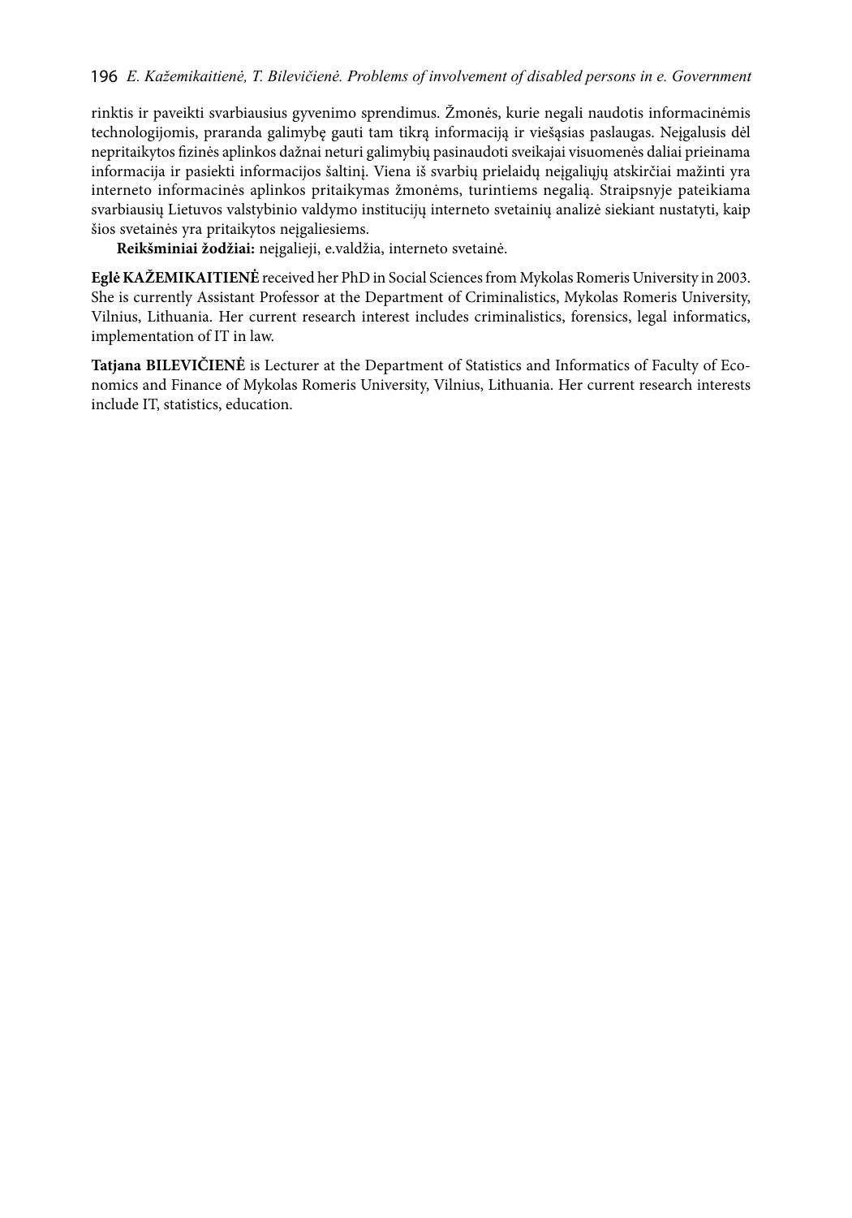rinktis ir paveikti svarbiausius gyvenimo sprendimus. Žmonės, kurie negali naudotis informacinėmis technologijomis, praranda galimybę gauti tam tikrą informaciją ir viešąsias paslaugas. Neįgalusis dėl nepritaikytos fizinės aplinkos dažnai neturi galimybių pasinaudoti sveikajai visuomenės daliai prieinama informacija ir pasiekti informacijos šaltinį. Viena iš svarbių prielaidų neįgaliųjų atskirčiai mažinti yra interneto informacinės aplinkos pritaikymas žmonėms, turintiems negalią. Straipsnyje pateikiama svarbiausių Lietuvos valstybinio valdymo institucijų interneto svetainių analizė siekiant nustatyti, kaip šios svetainės yra pritaikytos neįgaliesiems.

**Reikšminiai žodžiai:** neįgalieji, e.valdžia, interneto svetainė.

**Eglė KAŽEMIKAITIENĖ** received her PhD in Social Sciences from Mykolas Romeris University in 2003. She is currently Assistant Professor at the Department of Criminalistics, Mykolas Romeris University, Vilnius, Lithuania. Her current research interest includes criminalistics, forensics, legal informatics, implementation of IT in law.

**Tatjana BILEVIČIENĖ** is Lecturer at the Department of Statistics and Informatics of Faculty of Economics and Finance of Mykolas Romeris University, Vilnius, Lithuania. Her current research interests include IT, statistics, education.